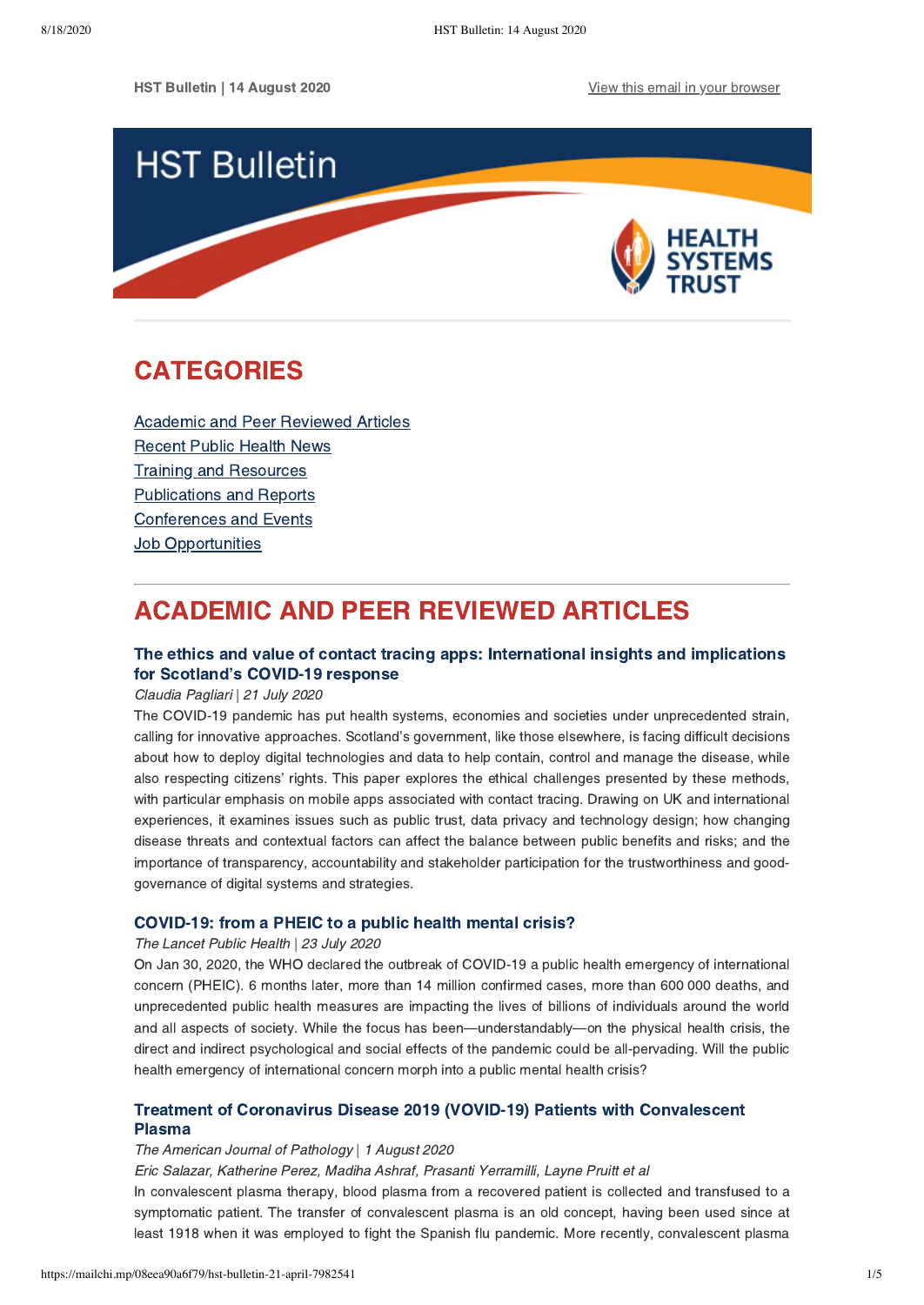HST Bulletin | 14 August 2020

View this email in your browser

# HST Bulletin

HEALTH SYSTEMS TRUST

## CATEGORIES

Academic and Peer Reviewed Articles
Recent Public Health News
Training and Resources
Publications and Reports
Conferences and Events
Job Opportunities

## ACADEMIC AND PEER REVIEWED ARTICLES

### The ethics and value of contact tracing apps: International insights and implications for Scotland's COVID-19 response

*Claudia Pagliari | 21 July 2020*

The COVID-19 pandemic has put health systems, economies and societies under unprecedented strain, calling for innovative approaches. Scotland's government, like those elsewhere, is facing difficult decisions about how to deploy digital technologies and data to help contain, control and manage the disease, while also respecting citizens' rights. This paper explores the ethical challenges presented by these methods, with particular emphasis on mobile apps associated with contact tracing. Drawing on UK and international experiences, it examines issues such as public trust, data privacy and technology design; how changing disease threats and contextual factors can affect the balance between public benefits and risks; and the importance of transparency, accountability and stakeholder participation for the trustworthiness and good-governance of digital systems and strategies.

### COVID-19: from a PHEIC to a public health mental crisis?

*The Lancet Public Health | 23 July 2020*

On Jan 30, 2020, the WHO declared the outbreak of COVID-19 a public health emergency of international concern (PHEIC). 6 months later, more than 14 million confirmed cases, more than 600 000 deaths, and unprecedented public health measures are impacting the lives of billions of individuals around the world and all aspects of society. While the focus has been—understandably—on the physical health crisis, the direct and indirect psychological and social effects of the pandemic could be all-pervading. Will the public health emergency of international concern morph into a public mental health crisis?

### Treatment of Coronavirus Disease 2019 (VOVID-19) Patients with Convalescent Plasma

*The American Journal of Pathology | 1 August 2020*

*Eric Salazar, Katherine Perez, Madiha Ashraf, Prasanti Yerramilli, Layne Pruitt et al*

In convalescent plasma therapy, blood plasma from a recovered patient is collected and transfused to a symptomatic patient. The transfer of convalescent plasma is an old concept, having been used since at least 1918 when it was employed to fight the Spanish flu pandemic. More recently, convalescent plasma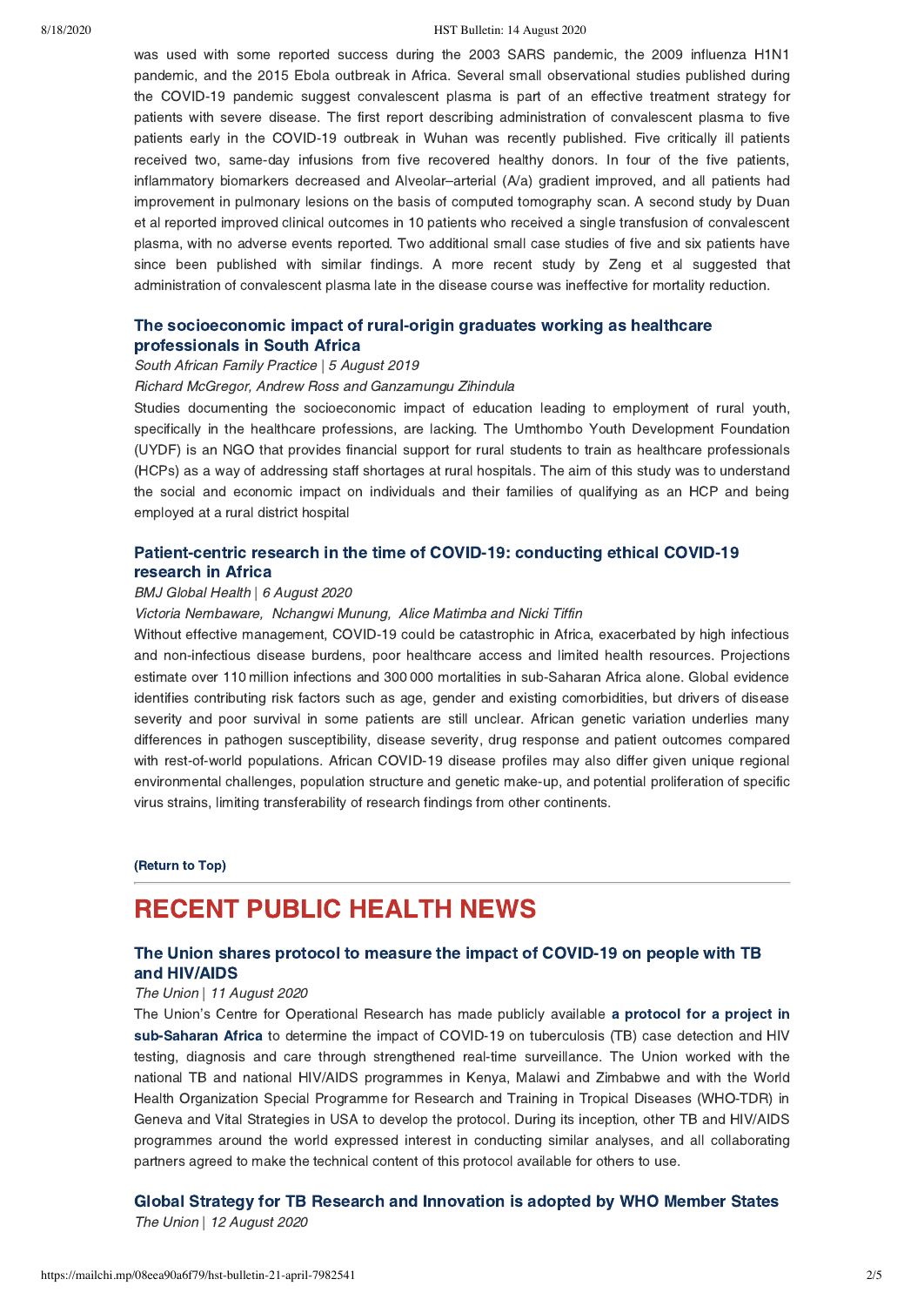was used with some reported success during the 2003 SARS pandemic, the 2009 influenza H1N1 pandemic, and the 2015 Ebola outbreak in Africa. Several small observational studies published during the COVID-19 pandemic suggest convalescent plasma is part of an effective treatment strategy for patients with severe disease. The first report describing administration of convalescent plasma to five patients early in the COVID-19 outbreak in Wuhan was recently published. Five critically ill patients received two, same-day infusions from five recovered healthy donors. In four of the five patients, inflammatory biomarkers decreased and Alveolar–arterial (A/a) gradient improved, and all patients had improvement in pulmonary lesions on the basis of computed tomography scan. A second study by Duan et al reported improved clinical outcomes in 10 patients who received a single transfusion of convalescent plasma, with no adverse events reported. Two additional small case studies of five and six patients have since been published with similar findings. A more recent study by Zeng et al suggested that administration of convalescent plasma late in the disease course was ineffective for mortality reduction.

### The socioeconomic impact of rural-origin graduates working as healthcare professionals in South Africa

*South African Family Practice | 5 August 2019*

*Richard McGregor, Andrew Ross and Ganzamungu Zihindula*

Studies documenting the socioeconomic impact of education leading to employment of rural youth, specifically in the healthcare professions, are lacking. The Umthombo Youth Development Foundation (UYDF) is an NGO that provides financial support for rural students to train as healthcare professionals (HCPs) as a way of addressing staff shortages at rural hospitals. The aim of this study was to understand the social and economic impact on individuals and their families of qualifying as an HCP and being employed at a rural district hospital

### Patient-centric research in the time of COVID-19: conducting ethical COVID-19 research in Africa

*BMJ Global Health | 6 August 2020*

*Victoria Nembaware, Nchangwi Munung, Alice Matimba and Nicki Tiffin*

Without effective management, COVID-19 could be catastrophic in Africa, exacerbated by high infectious and non-infectious disease burdens, poor healthcare access and limited health resources. Projections estimate over 110 million infections and 300 000 mortalities in sub-Saharan Africa alone. Global evidence identifies contributing risk factors such as age, gender and existing comorbidities, but drivers of disease severity and poor survival in some patients are still unclear. African genetic variation underlies many differences in pathogen susceptibility, disease severity, drug response and patient outcomes compared with rest-of-world populations. African COVID-19 disease profiles may also differ given unique regional environmental challenges, population structure and genetic make-up, and potential proliferation of specific virus strains, limiting transferability of research findings from other continents.

**(Return to Top)**

---

# RECENT PUBLIC HEALTH NEWS

### The Union shares protocol to measure the impact of COVID-19 on people with TB and HIV/AIDS

*The Union | 11 August 2020*

The Union's Centre for Operational Research has made publicly available **a protocol for a project in sub-Saharan Africa** to determine the impact of COVID-19 on tuberculosis (TB) case detection and HIV testing, diagnosis and care through strengthened real-time surveillance. The Union worked with the national TB and national HIV/AIDS programmes in Kenya, Malawi and Zimbabwe and with the World Health Organization Special Programme for Research and Training in Tropical Diseases (WHO-TDR) in Geneva and Vital Strategies in USA to develop the protocol. During its inception, other TB and HIV/AIDS programmes around the world expressed interest in conducting similar analyses, and all collaborating partners agreed to make the technical content of this protocol available for others to use.

### Global Strategy for TB Research and Innovation is adopted by WHO Member States

*The Union | 12 August 2020*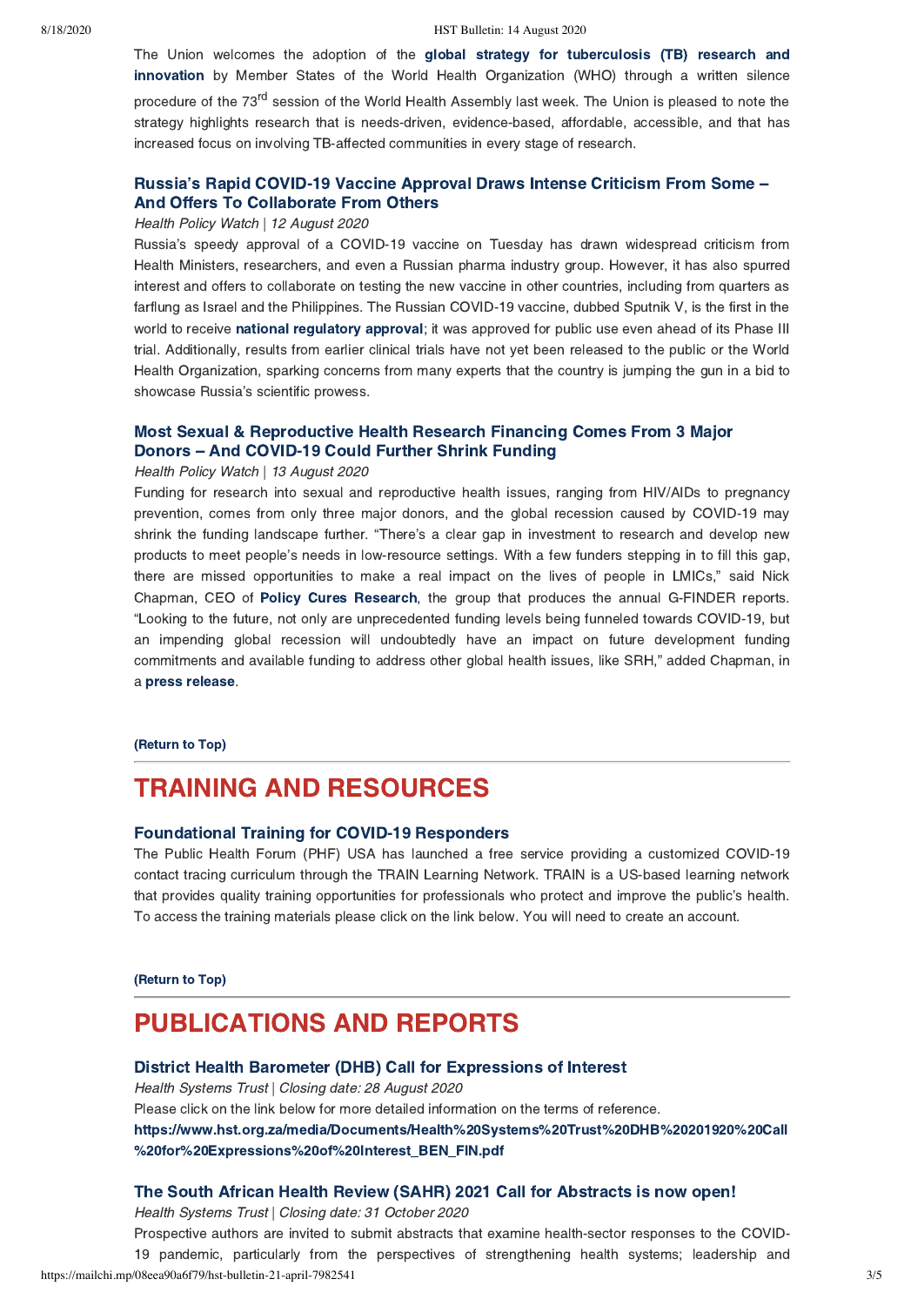The Union welcomes the adoption of the **global strategy for tuberculosis (TB) research and innovation** by Member States of the World Health Organization (WHO) through a written silence procedure of the 73rd session of the World Health Assembly last week. The Union is pleased to note the strategy highlights research that is needs-driven, evidence-based, affordable, accessible, and that has increased focus on involving TB-affected communities in every stage of research.

### Russia's Rapid COVID-19 Vaccine Approval Draws Intense Criticism From Some – And Offers To Collaborate From Others

*Health Policy Watch* | *12 August 2020*

Russia's speedy approval of a COVID-19 vaccine on Tuesday has drawn widespread criticism from Health Ministers, researchers, and even a Russian pharma industry group. However, it has also spurred interest and offers to collaborate on testing the new vaccine in other countries, including from quarters as farflung as Israel and the Philippines. The Russian COVID-19 vaccine, dubbed Sputnik V, is the first in the world to receive **national regulatory approval**; it was approved for public use even ahead of its Phase III trial. Additionally, results from earlier clinical trials have not yet been released to the public or the World Health Organization, sparking concerns from many experts that the country is jumping the gun in a bid to showcase Russia's scientific prowess.

### Most Sexual & Reproductive Health Research Financing Comes From 3 Major Donors – And COVID-19 Could Further Shrink Funding

*Health Policy Watch* | *13 August 2020*

Funding for research into sexual and reproductive health issues, ranging from HIV/AIDs to pregnancy prevention, comes from only three major donors, and the global recession caused by COVID-19 may shrink the funding landscape further. "There's a clear gap in investment to research and develop new products to meet people's needs in low-resource settings. With a few funders stepping in to fill this gap, there are missed opportunities to make a real impact on the lives of people in LMICs," said Nick Chapman, CEO of **Policy Cures Research**, the group that produces the annual G-FINDER reports. "Looking to the future, not only are unprecedented funding levels being funneled towards COVID-19, but an impending global recession will undoubtedly have an impact on future development funding commitments and available funding to address other global health issues, like SRH," added Chapman, in a **press release**.

**(Return to Top)**

# TRAINING AND RESOURCES

### Foundational Training for COVID-19 Responders

The Public Health Forum (PHF) USA has launched a free service providing a customized COVID-19 contact tracing curriculum through the TRAIN Learning Network. TRAIN is a US-based learning network that provides quality training opportunities for professionals who protect and improve the public's health. To access the training materials please click on the link below. You will need to create an account.

**(Return to Top)**

# PUBLICATIONS AND REPORTS

### District Health Barometer (DHB) Call for Expressions of Interest

*Health Systems Trust* | *Closing date: 28 August 2020*

Please click on the link below for more detailed information on the terms of reference.

**https://www.hst.org.za/media/Documents/Health%20Systems%20Trust%20DHB%201920%20Call%20for%20Expressions%20of%20Interest_BEN_FIN.pdf**

### The South African Health Review (SAHR) 2021 Call for Abstracts is now open!

*Health Systems Trust* | *Closing date: 31 October 2020*

Prospective authors are invited to submit abstracts that examine health-sector responses to the COVID-19 pandemic, particularly from the perspectives of strengthening health systems; leadership and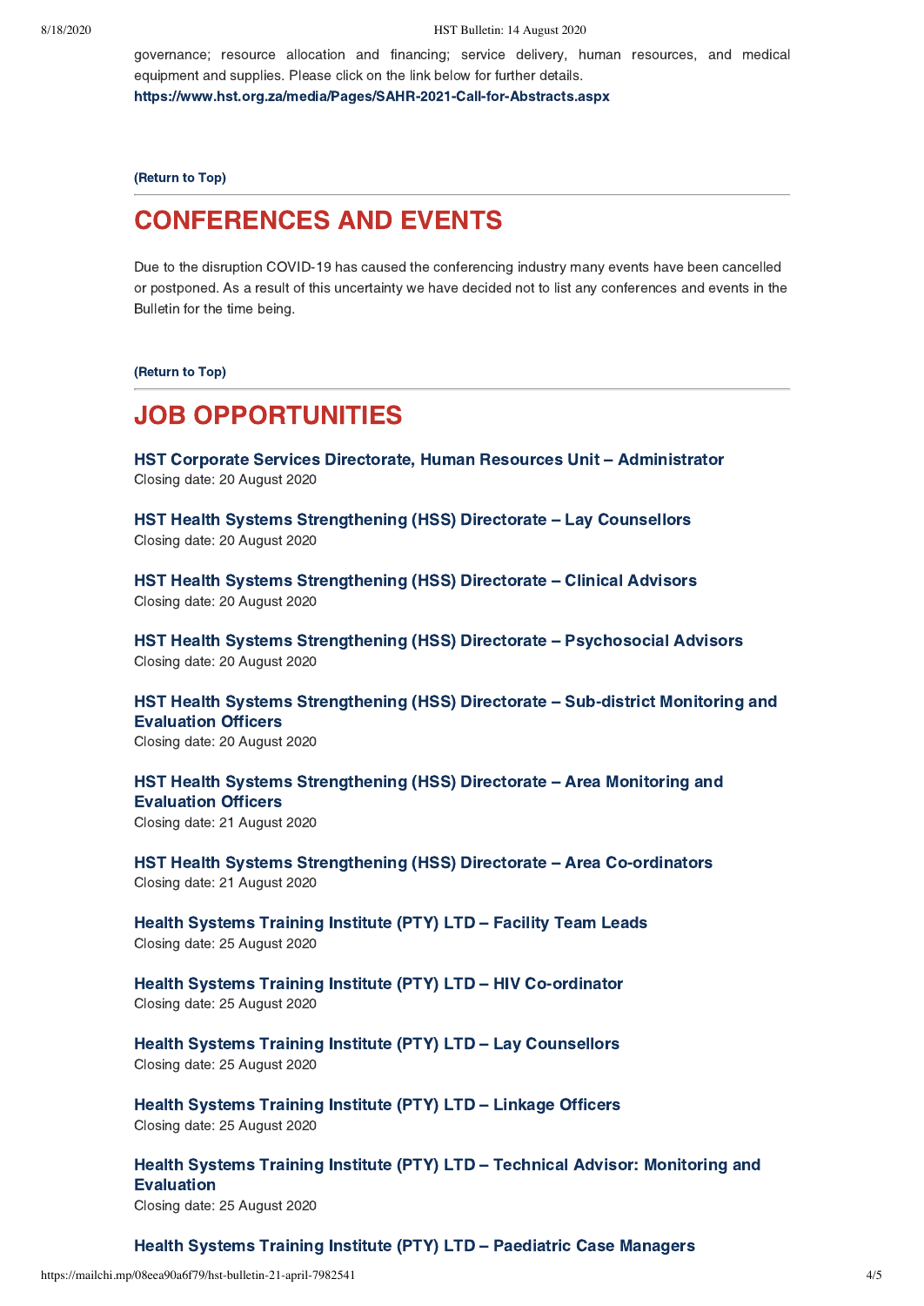governance; resource allocation and financing; service delivery, human resources, and medical equipment and supplies. Please click on the link below for further details.

**https://www.hst.org.za/media/Pages/SAHR-2021-Call-for-Abstracts.aspx**

**(Return to Top)**

## CONFERENCES AND EVENTS

Due to the disruption COVID-19 has caused the conferencing industry many events have been cancelled or postponed. As a result of this uncertainty we have decided not to list any conferences and events in the Bulletin for the time being.

**(Return to Top)**

## JOB OPPORTUNITIES

**HST Corporate Services Directorate, Human Resources Unit – Administrator**
Closing date: 20 August 2020

**HST Health Systems Strengthening (HSS) Directorate – Lay Counsellors**
Closing date: 20 August 2020

**HST Health Systems Strengthening (HSS) Directorate – Clinical Advisors**
Closing date: 20 August 2020

**HST Health Systems Strengthening (HSS) Directorate – Psychosocial Advisors**
Closing date: 20 August 2020

**HST Health Systems Strengthening (HSS) Directorate – Sub-district Monitoring and Evaluation Officers**
Closing date: 20 August 2020

**HST Health Systems Strengthening (HSS) Directorate – Area Monitoring and Evaluation Officers**
Closing date: 21 August 2020

**HST Health Systems Strengthening (HSS) Directorate – Area Co-ordinators**
Closing date: 21 August 2020

**Health Systems Training Institute (PTY) LTD – Facility Team Leads**
Closing date: 25 August 2020

**Health Systems Training Institute (PTY) LTD – HIV Co-ordinator**
Closing date: 25 August 2020

**Health Systems Training Institute (PTY) LTD – Lay Counsellors**
Closing date: 25 August 2020

**Health Systems Training Institute (PTY) LTD – Linkage Officers**
Closing date: 25 August 2020

**Health Systems Training Institute (PTY) LTD – Technical Advisor: Monitoring and Evaluation**
Closing date: 25 August 2020

**Health Systems Training Institute (PTY) LTD – Paediatric Case Managers**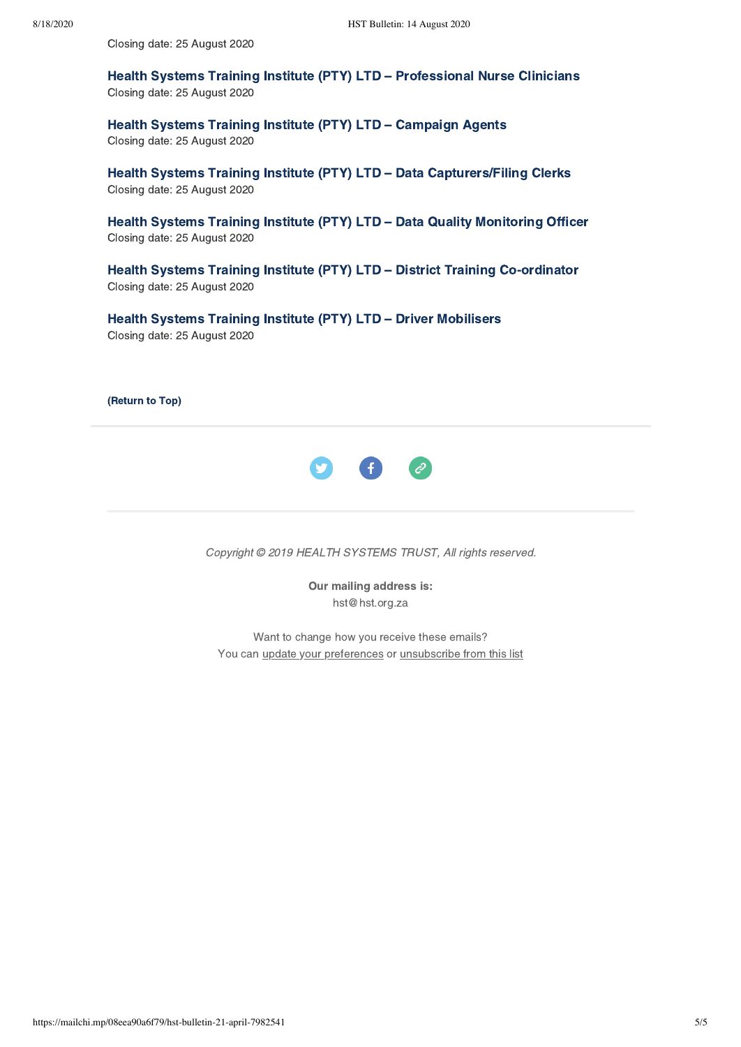Closing date: 25 August 2020

**Health Systems Training Institute (PTY) LTD – Professional Nurse Clinicians**
Closing date: 25 August 2020

**Health Systems Training Institute (PTY) LTD – Campaign Agents**
Closing date: 25 August 2020

**Health Systems Training Institute (PTY) LTD – Data Capturers/Filing Clerks**
Closing date: 25 August 2020

**Health Systems Training Institute (PTY) LTD – Data Quality Monitoring Officer**
Closing date: 25 August 2020

**Health Systems Training Institute (PTY) LTD – District Training Co-ordinator**
Closing date: 25 August 2020

**Health Systems Training Institute (PTY) LTD – Driver Mobilisers**
Closing date: 25 August 2020

**(Return to Top)**

---

*Copyright © 2019 HEALTH SYSTEMS TRUST, All rights reserved.*

**Our mailing address is:**
hst@hst.org.za

Want to change how you receive these emails?
You can update your preferences or unsubscribe from this list